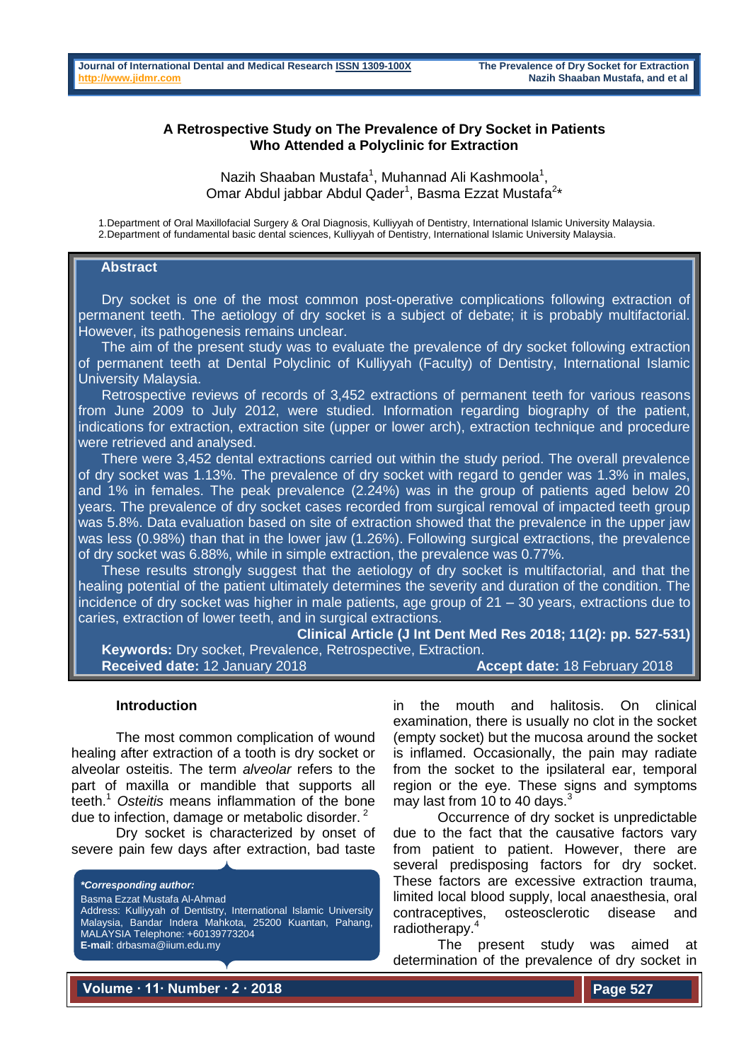# A Retrospective Study on The Prevalence of Dry Socket in Patients Who Attended a Polyclinic for Extraction

Nazih Shaaban Mustafa[1], Muhannad Ali Kashmoola[1], Omar Abdul jabbar Abdul Qader[1], Basma Ezzat Mustafa[2]*

1. Department of Oral Maxillofacial Surgery & Oral Diagnosis, Kulliyyah of Dentistry, International Islamic University Malaysia.
2. Department of fundamental basic dental sciences, Kulliyyah of Dentistry, International Islamic University Malaysia.

## Abstract

Dry socket is one of the most common post-operative complications following extraction of permanent teeth. The aetiology of dry socket is a subject of debate; it is probably multifactorial. However, its pathogenesis remains unclear.

The aim of the present study was to evaluate the prevalence of dry socket following extraction of permanent teeth at Dental Polyclinic of Kulliyyah (Faculty) of Dentistry, International Islamic University Malaysia.

Retrospective reviews of records of 3,452 extractions of permanent teeth for various reasons from June 2009 to July 2012, were studied. Information regarding biography of the patient, indications for extraction, extraction site (upper or lower arch), extraction technique and procedure were retrieved and analysed.

There were 3,452 dental extractions carried out within the study period. The overall prevalence of dry socket was 1.13%. The prevalence of dry socket with regard to gender was 1.3% in males, and 1% in females. The peak prevalence (2.24%) was in the group of patients aged below 20 years. The prevalence of dry socket cases recorded from surgical removal of impacted teeth group was 5.8%. Data evaluation based on site of extraction showed that the prevalence in the upper jaw was less (0.98%) than that in the lower jaw (1.26%). Following surgical extractions, the prevalence of dry socket was 6.88%, while in simple extraction, the prevalence was 0.77%.

These results strongly suggest that the aetiology of dry socket is multifactorial, and that the healing potential of the patient ultimately determines the severity and duration of the condition. The incidence of dry socket was higher in male patients, age group of 21 – 30 years, extractions due to caries, extraction of lower teeth, and in surgical extractions.

**Clinical Article (J Int Dent Med Res 2018; 11(2): pp. 527-531)**

**Keywords:** Dry socket, Prevalence, Retrospective, Extraction.

**Received date:** 12 January 2018 **Accept date:** 18 February 2018

## Introduction

The most common complication of wound healing after extraction of a tooth is dry socket or alveolar osteitis. The term *alveolar* refers to the part of maxilla or mandible that supports all teeth.[1] *Osteitis* means inflammation of the bone due to infection, damage or metabolic disorder.[2]

Dry socket is characterized by onset of severe pain few days after extraction, bad taste in the mouth and halitosis. On clinical examination, there is usually no clot in the socket (empty socket) but the mucosa around the socket is inflamed. Occasionally, the pain may radiate from the socket to the ipsilateral ear, temporal region or the eye. These signs and symptoms may last from 10 to 40 days.[3]

Occurrence of dry socket is unpredictable due to the fact that the causative factors vary from patient to patient. However, there are several predisposing factors for dry socket. These factors are excessive extraction trauma, limited local blood supply, local anaesthesia, oral contraceptives, osteosclerotic disease and radiotherapy.[4]

The present study was aimed at determination of the prevalence of dry socket in

***Corresponding author:***
Basma Ezzat Mustafa Al-Ahmad
Address: Kulliyyah of Dentistry, International Islamic University Malaysia, Bandar Indera Mahkota, 25200 Kuantan, Pahang, MALAYSIA Telephone: +60139773204
**E-mail**: drbasma@iium.edu.my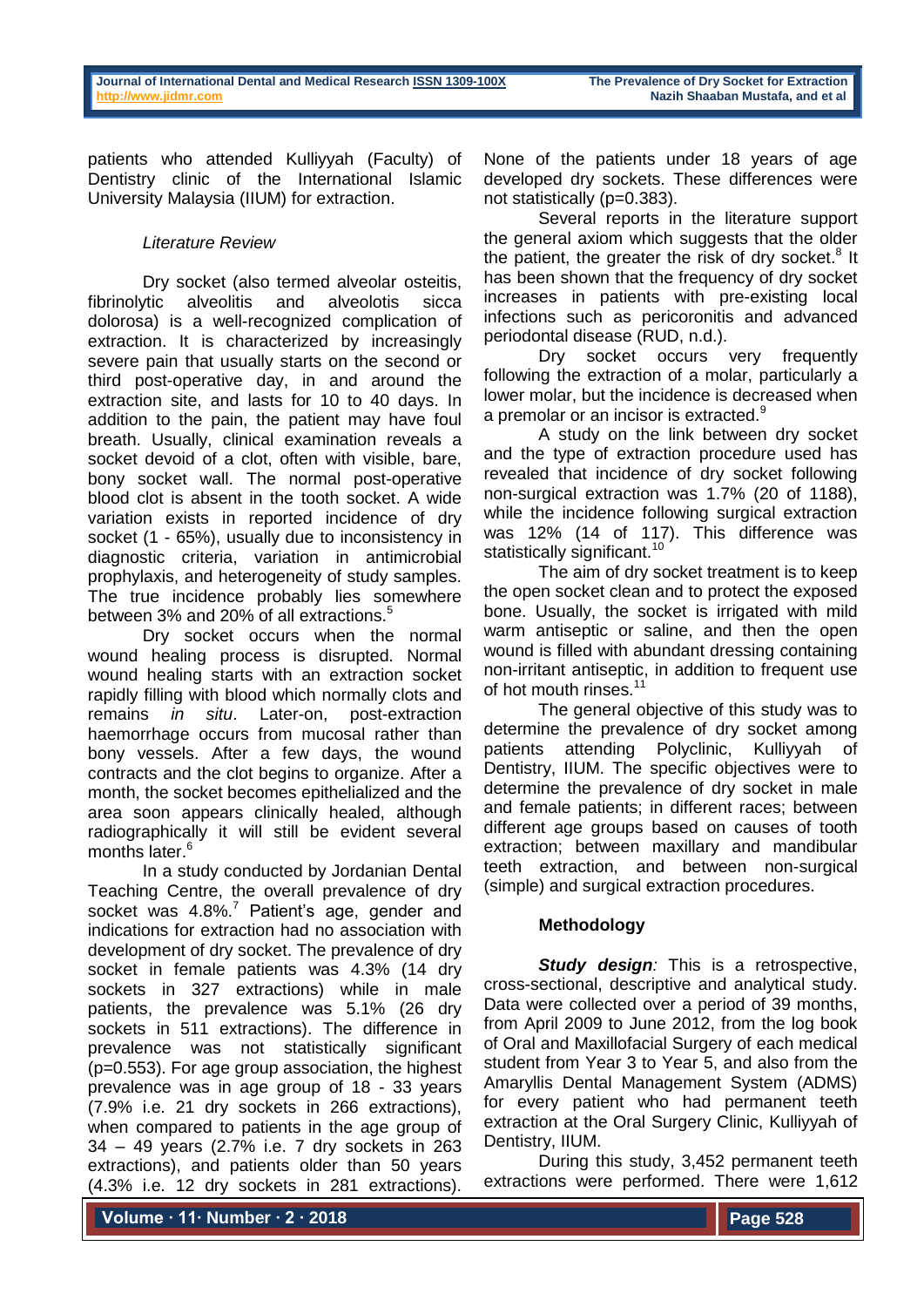patients who attended Kulliyyah (Faculty) of Dentistry clinic of the International Islamic University Malaysia (IIUM) for extraction.

### *Literature Review*

Dry socket (also termed alveolar osteitis, fibrinolytic alveolitis and alveolotis sicca dolorosa) is a well-recognized complication of extraction. It is characterized by increasingly severe pain that usually starts on the second or third post-operative day, in and around the extraction site, and lasts for 10 to 40 days. In addition to the pain, the patient may have foul breath. Usually, clinical examination reveals a socket devoid of a clot, often with visible, bare, bony socket wall. The normal post-operative blood clot is absent in the tooth socket. A wide variation exists in reported incidence of dry socket (1 - 65%), usually due to inconsistency in diagnostic criteria, variation in antimicrobial prophylaxis, and heterogeneity of study samples. The true incidence probably lies somewhere between 3% and 20% of all extractions.[5]

Dry socket occurs when the normal wound healing process is disrupted. Normal wound healing starts with an extraction socket rapidly filling with blood which normally clots and remains *in situ*. Later-on, post-extraction haemorrhage occurs from mucosal rather than bony vessels. After a few days, the wound contracts and the clot begins to organize. After a month, the socket becomes epithelialized and the area soon appears clinically healed, although radiographically it will still be evident several months later.[6]

In a study conducted by Jordanian Dental Teaching Centre, the overall prevalence of dry socket was 4.8%.[7] Patient's age, gender and indications for extraction had no association with development of dry socket. The prevalence of dry socket in female patients was 4.3% (14 dry sockets in 327 extractions) while in male patients, the prevalence was 5.1% (26 dry sockets in 511 extractions). The difference in prevalence was not statistically significant (p=0.553). For age group association, the highest prevalence was in age group of 18 - 33 years (7.9% i.e. 21 dry sockets in 266 extractions), when compared to patients in the age group of 34 – 49 years (2.7% i.e. 7 dry sockets in 263 extractions), and patients older than 50 years (4.3% i.e. 12 dry sockets in 281 extractions). None of the patients under 18 years of age developed dry sockets. These differences were not statistically significant (p=0.383).

Several reports in the literature support the general axiom which suggests that the older the patient, the greater the risk of dry socket.[8] It has been shown that the frequency of dry socket increases in patients with pre-existing local infections such as pericoronitis and advanced periodontal disease (RUD, n.d.).

Dry socket occurs very frequently following the extraction of a molar, particularly a lower molar, but the incidence is decreased when a premolar or an incisor is extracted.[9]

A study on the link between dry socket and the type of extraction procedure used has revealed that incidence of dry socket following non-surgical extraction was 1.7% (20 of 1188), while the incidence following surgical extraction was 12% (14 of 117). This difference was statistically significant.[10]

The aim of dry socket treatment is to keep the open socket clean and to protect the exposed bone. Usually, the socket is irrigated with mild warm antiseptic or saline, and then the open wound is filled with abundant dressing containing non-irritant antiseptic, in addition to frequent use of hot mouth rinses.[11]

The general objective of this study was to determine the prevalence of dry socket among patients attending Polyclinic, Kulliyyah of Dentistry, IIUM. The specific objectives were to determine the prevalence of dry socket in male and female patients; in different races; between different age groups based on causes of tooth extraction; between maxillary and mandibular teeth extraction, and between non-surgical (simple) and surgical extraction procedures.

## Methodology

***Study design**:* This is a retrospective, cross-sectional, descriptive and analytical study. Data were collected over a period of 39 months, from April 2009 to June 2012, from the log book of Oral and Maxillofacial Surgery of each medical student from Year 3 to Year 5, and also from the Amaryllis Dental Management System (ADMS) for every patient who had permanent teeth extraction at the Oral Surgery Clinic, Kulliyyah of Dentistry, IIUM.

During this study, 3,452 permanent teeth extractions were performed. There were 1,612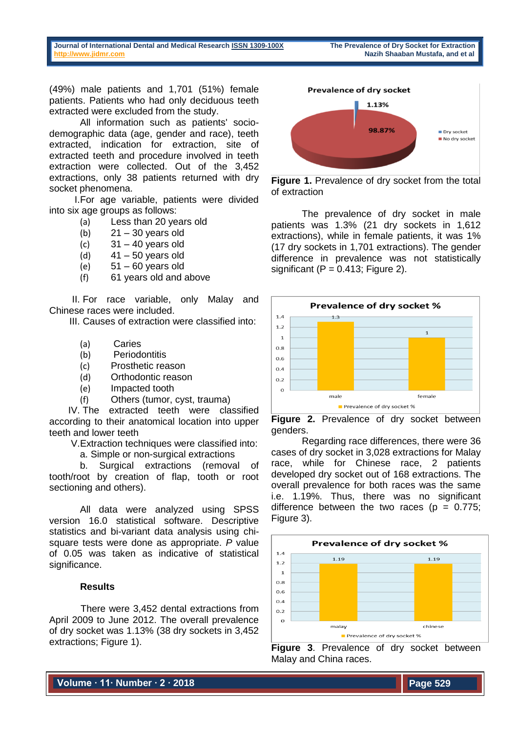(49%) male patients and 1,701 (51%) female patients. Patients who had only deciduous teeth extracted were excluded from the study.

All information such as patients' socio-demographic data (age, gender and race), teeth extracted, indication for extraction, site of extracted teeth and procedure involved in teeth extraction were collected. Out of the 3,452 extractions, only 38 patients returned with dry socket phenomena.

I.For age variable, patients were divided into six age groups as follows:

(a) Less than 20 years old
(b) 21 – 30 years old
(c) 31 – 40 years old
(d) 41 – 50 years old
(e) 51 – 60 years old
(f) 61 years old and above

II. For race variable, only Malay and Chinese races were included.

III. Causes of extraction were classified into:

(a) Caries
(b) Periodontitis
(c) Prosthetic reason
(d) Orthodontic reason
(e) Impacted tooth
(f) Others (tumor, cyst, trauma)

IV. The extracted teeth were classified according to their anatomical location into upper teeth and lower teeth

V.Extraction techniques were classified into:

a. Simple or non-surgical extractions

b. Surgical extractions (removal of tooth/root by creation of flap, tooth or root sectioning and others).

All data were analyzed using SPSS version 16.0 statistical software. Descriptive statistics and bi-variant data analysis using chi-square tests were done as appropriate. *P* value of 0.05 was taken as indicative of statistical significance.

## Results

There were 3,452 dental extractions from April 2009 to June 2012. The overall prevalence of dry socket was 1.13% (38 dry sockets in 3,452 extractions; Figure 1).

**Figure 1.** Prevalence of dry socket from the total of extraction

The prevalence of dry socket in male patients was 1.3% (21 dry sockets in 1,612 extractions), while in female patients, it was 1% (17 dry sockets in 1,701 extractions). The gender difference in prevalence was not statistically significant (P = 0.413; Figure 2).

**Figure 2.** Prevalence of dry socket between genders.

Regarding race differences, there were 36 cases of dry socket in 3,028 extractions for Malay race, while for Chinese race, 2 patients developed dry socket out of 168 extractions. The overall prevalence for both races was the same i.e. 1.19%. Thus, there was no significant difference between the two races (p = 0.775; Figure 3).

**Figure 3**. Prevalence of dry socket between Malay and China races.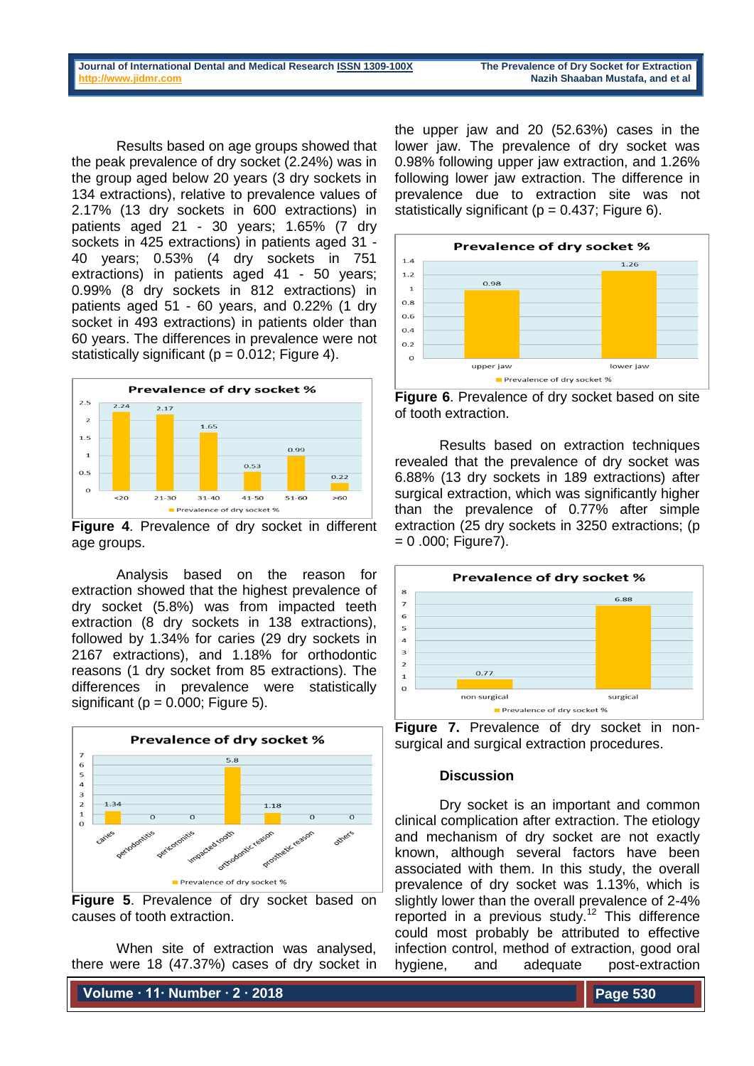Results based on age groups showed that the peak prevalence of dry socket (2.24%) was in the group aged below 20 years (3 dry sockets in 134 extractions), relative to prevalence values of 2.17% (13 dry sockets in 600 extractions) in patients aged 21 - 30 years; 1.65% (7 dry sockets in 425 extractions) in patients aged 31 - 40 years; 0.53% (4 dry sockets in 751 extractions) in patients aged 41 - 50 years; 0.99% (8 dry sockets in 812 extractions) in patients aged 51 - 60 years, and 0.22% (1 dry socket in 493 extractions) in patients older than 60 years. The differences in prevalence were not statistically significant ($p = 0.012$; Figure 4).

**Figure 4**. Prevalence of dry socket in different age groups.

Analysis based on the reason for extraction showed that the highest prevalence of dry socket (5.8%) was from impacted teeth extraction (8 dry sockets in 138 extractions), followed by 1.34% for caries (29 dry sockets in 2167 extractions), and 1.18% for orthodontic reasons (1 dry socket from 85 extractions). The differences in prevalence were statistically significant ($p = 0.000$; Figure 5).

**Figure 5**. Prevalence of dry socket based on causes of tooth extraction.

When site of extraction was analysed, there were 18 (47.37%) cases of dry socket in the upper jaw and 20 (52.63%) cases in the lower jaw. The prevalence of dry socket was 0.98% following upper jaw extraction, and 1.26% following lower jaw extraction. The difference in prevalence due to extraction site was not statistically significant ($p = 0.437$; Figure 6).

**Figure 6**. Prevalence of dry socket based on site of tooth extraction.

Results based on extraction techniques revealed that the prevalence of dry socket was 6.88% (13 dry sockets in 189 extractions) after surgical extraction, which was significantly higher than the prevalence of 0.77% after simple extraction (25 dry sockets in 3250 extractions; ($p$ = 0 .000; Figure7).

**Figure 7.** Prevalence of dry socket in non-surgical and surgical extraction procedures.

### Discussion

Dry socket is an important and common clinical complication after extraction. The etiology and mechanism of dry socket are not exactly known, although several factors have been associated with them. In this study, the overall prevalence of dry socket was 1.13%, which is slightly lower than the overall prevalence of 2-4% reported in a previous study.[12] This difference could most probably be attributed to effective infection control, method of extraction, good oral hygiene, and adequate post-extraction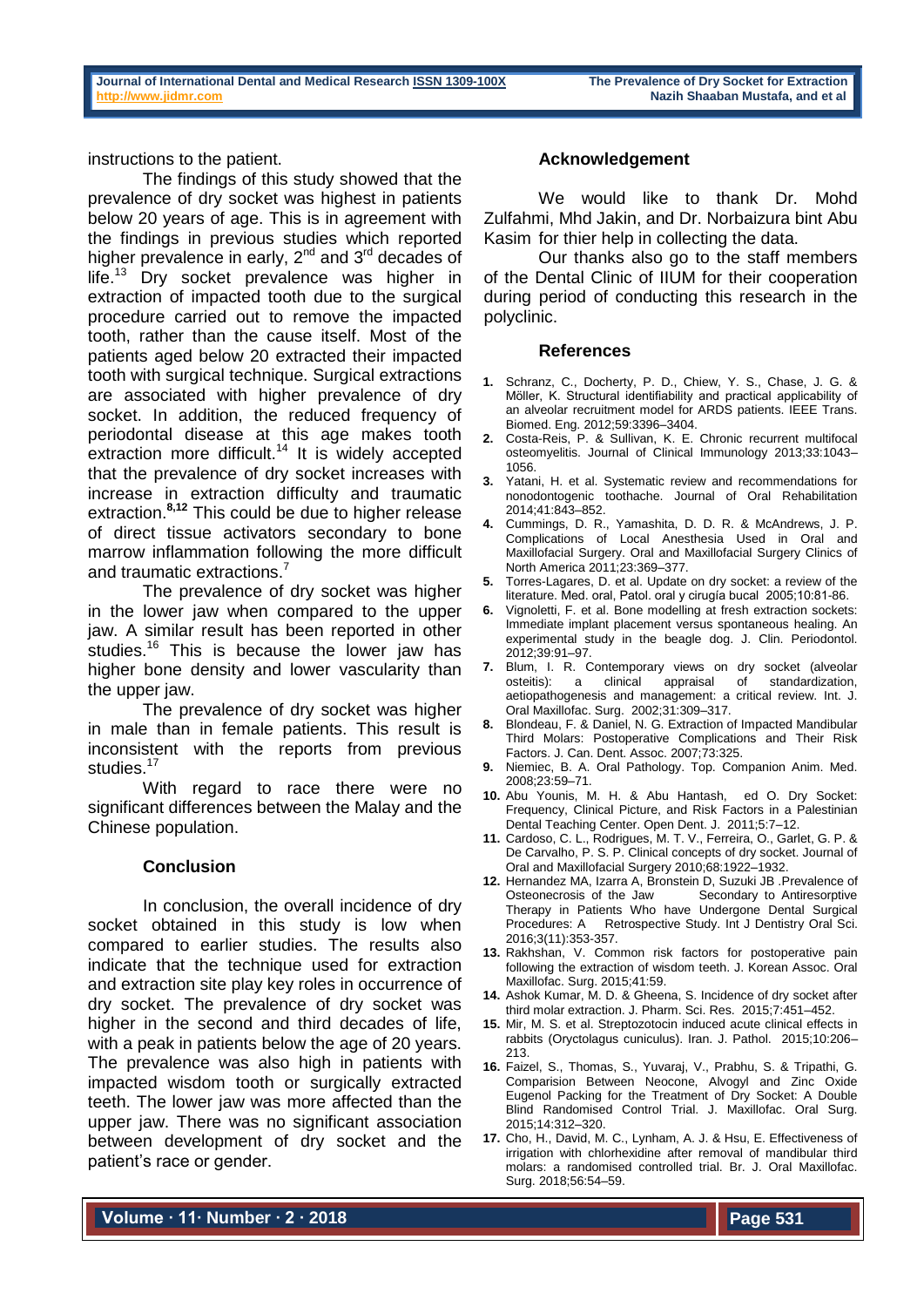instructions to the patient.

The findings of this study showed that the prevalence of dry socket was highest in patients below 20 years of age. This is in agreement with the findings in previous studies which reported higher prevalence in early, 2nd and 3rd decades of life.[13] Dry socket prevalence was higher in extraction of impacted tooth due to the surgical procedure carried out to remove the impacted tooth, rather than the cause itself. Most of the patients aged below 20 extracted their impacted tooth with surgical technique. Surgical extractions are associated with higher prevalence of dry socket. In addition, the reduced frequency of periodontal disease at this age makes tooth extraction more difficult.[14] It is widely accepted that the prevalence of dry socket increases with increase in extraction difficulty and traumatic extraction.[8,12] This could be due to higher release of direct tissue activators secondary to bone marrow inflammation following the more difficult and traumatic extractions.[7]

The prevalence of dry socket was higher in the lower jaw when compared to the upper jaw. A similar result has been reported in other studies.[16] This is because the lower jaw has higher bone density and lower vascularity than the upper jaw.

The prevalence of dry socket was higher in male than in female patients. This result is inconsistent with the reports from previous studies.[17]

With regard to race there were no significant differences between the Malay and the Chinese population.

## Conclusion

In conclusion, the overall incidence of dry socket obtained in this study is low when compared to earlier studies. The results also indicate that the technique used for extraction and extraction site play key roles in occurrence of dry socket. The prevalence of dry socket was higher in the second and third decades of life, with a peak in patients below the age of 20 years. The prevalence was also high in patients with impacted wisdom tooth or surgically extracted teeth. The lower jaw was more affected than the upper jaw. There was no significant association between development of dry socket and the patient's race or gender.

## Acknowledgement

We would like to thank Dr. Mohd Zulfahmi, Mhd Jakin, and Dr. Norbaizura bint Abu Kasim for thier help in collecting the data.

Our thanks also go to the staff members of the Dental Clinic of IIUM for their cooperation during period of conducting this research in the polyclinic.

## References

1. Schranz, C., Docherty, P. D., Chiew, Y. S., Chase, J. G. & Möller, K. Structural identifiability and practical applicability of an alveolar recruitment model for ARDS patients. IEEE Trans. Biomed. Eng. 2012;59:3396–3404.
2. Costa-Reis, P. & Sullivan, K. E. Chronic recurrent multifocal osteomyelitis. Journal of Clinical Immunology 2013;33:1043–1056.
3. Yatani, H. et al. Systematic review and recommendations for nonodontogenic toothache. Journal of Oral Rehabilitation 2014;41:843–852.
4. Cummings, D. R., Yamashita, D. D. R. & McAndrews, J. P. Complications of Local Anesthesia Used in Oral and Maxillofacial Surgery. Oral and Maxillofacial Surgery Clinics of North America 2011;23:369–377.
5. Torres-Lagares, D. et al. Update on dry socket: a review of the literature. Med. oral, Patol. oral y cirugía bucal 2005;10:81-86.
6. Vignoletti, F. et al. Bone modelling at fresh extraction sockets: Immediate implant placement versus spontaneous healing. An experimental study in the beagle dog. J. Clin. Periodontol. 2012;39:91–97.
7. Blum, I. R. Contemporary views on dry socket (alveolar osteitis): a clinical appraisal of standardization, aetiopathogenesis and management: a critical review. Int. J. Oral Maxillofac. Surg. 2002;31:309–317.
8. Blondeau, F. & Daniel, N. G. Extraction of Impacted Mandibular Third Molars: Postoperative Complications and Their Risk Factors. J. Can. Dent. Assoc. 2007;73:325.
9. Niemiec, B. A. Oral Pathology. Top. Companion Anim. Med. 2008;23:59–71.
10. Abu Younis, M. H. & Abu Hantash, ed O. Dry Socket: Frequency, Clinical Picture, and Risk Factors in a Palestinian Dental Teaching Center. Open Dent. J. 2011;5:7–12.
11. Cardoso, C. L., Rodrigues, M. T. V., Ferreira, O., Garlet, G. P. & De Carvalho, P. S. P. Clinical concepts of dry socket. Journal of Oral and Maxillofacial Surgery 2010;68:1922–1932.
12. Hernandez MA, Izarra A, Bronstein D, Suzuki JB .Prevalence of Osteonecrosis of the Jaw Secondary to Antiresorptive Therapy in Patients Who have Undergone Dental Surgical Procedures: A Retrospective Study. Int J Dentistry Oral Sci. 2016;3(11):353-357.
13. Rakhshan, V. Common risk factors for postoperative pain following the extraction of wisdom teeth. J. Korean Assoc. Oral Maxillofac. Surg. 2015;41:59.
14. Ashok Kumar, M. D. & Gheena, S. Incidence of dry socket after third molar extraction. J. Pharm. Sci. Res. 2015;7:451–452.
15. Mir, M. S. et al. Streptozotocin induced acute clinical effects in rabbits (Oryctolagus cuniculus). Iran. J. Pathol. 2015;10:206–213.
16. Faizel, S., Thomas, S., Yuvaraj, V., Prabhu, S. & Tripathi, G. Comparision Between Neocone, Alvogyl and Zinc Oxide Eugenol Packing for the Treatment of Dry Socket: A Double Blind Randomised Control Trial. J. Maxillofac. Oral Surg. 2015;14:312–320.
17. Cho, H., David, M. C., Lynham, A. J. & Hsu, E. Effectiveness of irrigation with chlorhexidine after removal of mandibular third molars: a randomised controlled trial. Br. J. Oral Maxillofac. Surg. 2018;56:54–59.